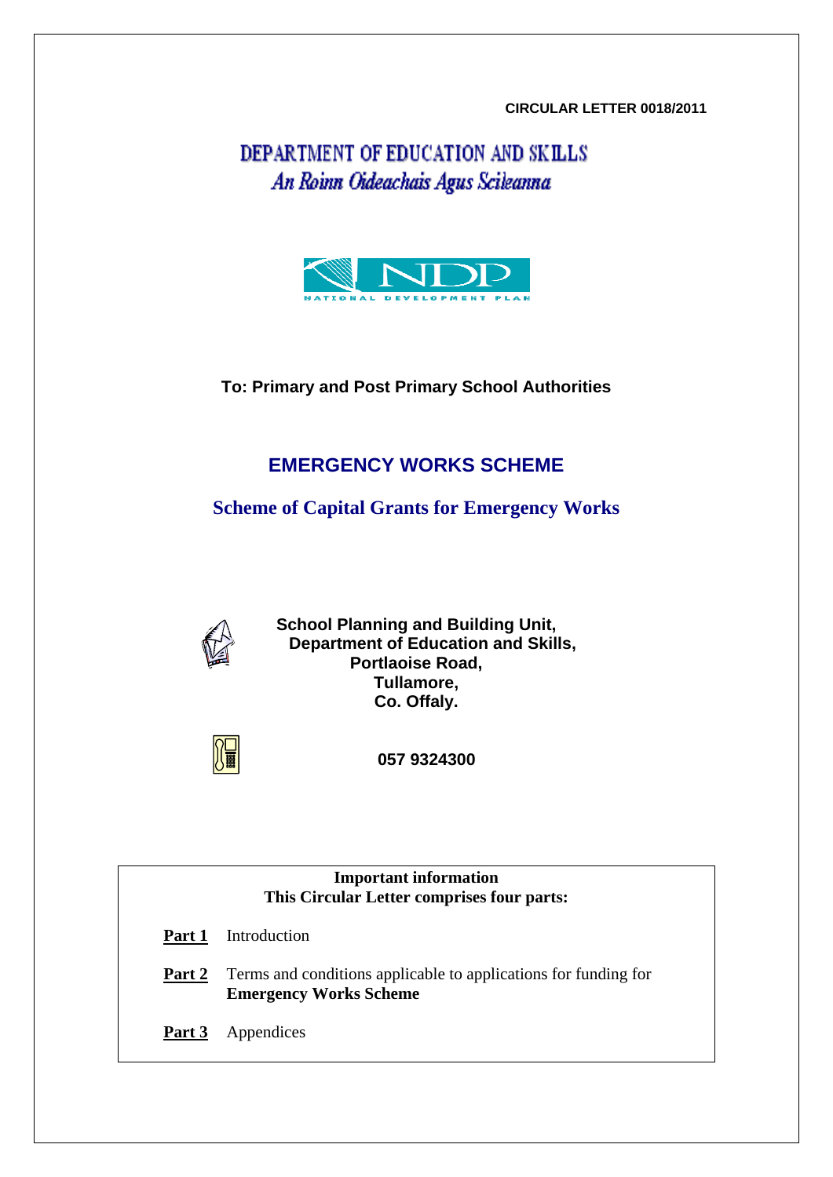**CIRCULAR LETTER 0018/2011**

DEPARTMENT OF EDUCATION AND SKILLS
*An Roinn Oideachais Agus Scileanna*

NDP
NATIONAL DEVELOPMENT PLAN

**To: Primary and Post Primary School Authorities**

# EMERGENCY WORKS SCHEME

## Scheme of Capital Grants for Emergency Works

**School Planning and Building Unit,**
**Department of Education and Skills,**
**Portlaoise Road,**
**Tullamore,**
**Co. Offaly.**

**057 9324300**

**Important information**
**This Circular Letter comprises four parts:**

**Part 1** Introduction

**Part 2** Terms and conditions applicable to applications for funding for **Emergency Works Scheme**

**Part 3** Appendices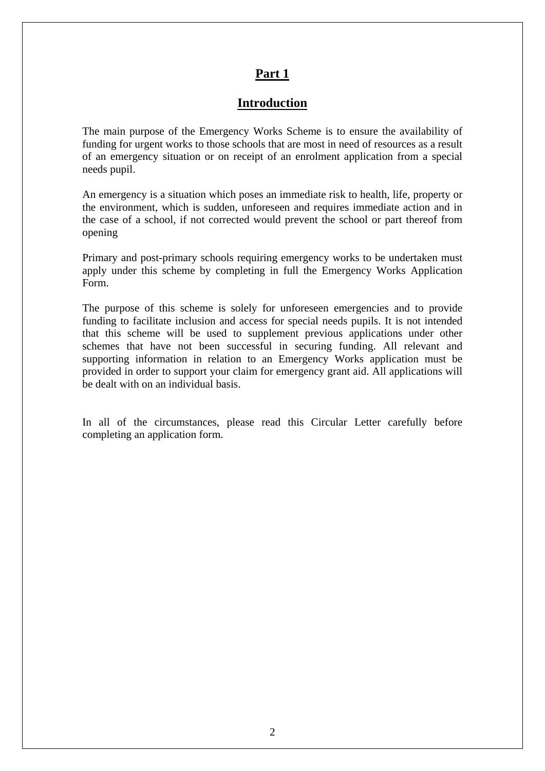# Part 1

## Introduction

The main purpose of the Emergency Works Scheme is to ensure the availability of funding for urgent works to those schools that are most in need of resources as a result of an emergency situation or on receipt of an enrolment application from a special needs pupil.

An emergency is a situation which poses an immediate risk to health, life, property or the environment, which is sudden, unforeseen and requires immediate action and in the case of a school, if not corrected would prevent the school or part thereof from opening

Primary and post-primary schools requiring emergency works to be undertaken must apply under this scheme by completing in full the Emergency Works Application Form.

The purpose of this scheme is solely for unforeseen emergencies and to provide funding to facilitate inclusion and access for special needs pupils. It is not intended that this scheme will be used to supplement previous applications under other schemes that have not been successful in securing funding. All relevant and supporting information in relation to an Emergency Works application must be provided in order to support your claim for emergency grant aid. All applications will be dealt with on an individual basis.

In all of the circumstances, please read this Circular Letter carefully before completing an application form.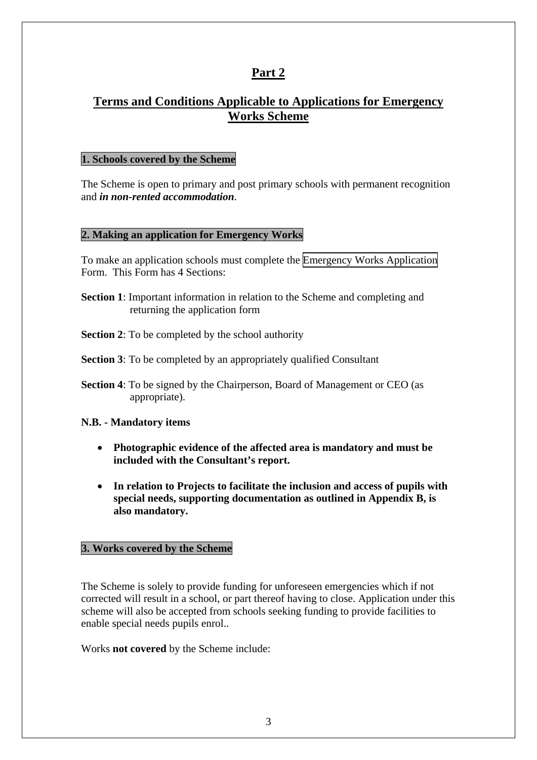## Part 2

## Terms and Conditions Applicable to Applications for Emergency Works Scheme

### 1. Schools covered by the Scheme

The Scheme is open to primary and post primary schools with permanent recognition and ***in non-rented accommodation***.

### 2. Making an application for Emergency Works

To make an application schools must complete the Emergency Works Application Form. This Form has 4 Sections:

**Section 1**: Important information in relation to the Scheme and completing and returning the application form

**Section 2**: To be completed by the school authority

**Section 3**: To be completed by an appropriately qualified Consultant

**Section 4**: To be signed by the Chairperson, Board of Management or CEO (as appropriate).

**N.B. - Mandatory items**

- **Photographic evidence of the affected area is mandatory and must be included with the Consultant's report.**
- **In relation to Projects to facilitate the inclusion and access of pupils with special needs, supporting documentation as outlined in Appendix B, is also mandatory.**

### 3. Works covered by the Scheme

The Scheme is solely to provide funding for unforeseen emergencies which if not corrected will result in a school, or part thereof having to close. Application under this scheme will also be accepted from schools seeking funding to provide facilities to enable special needs pupils enrol..

Works **not covered** by the Scheme include: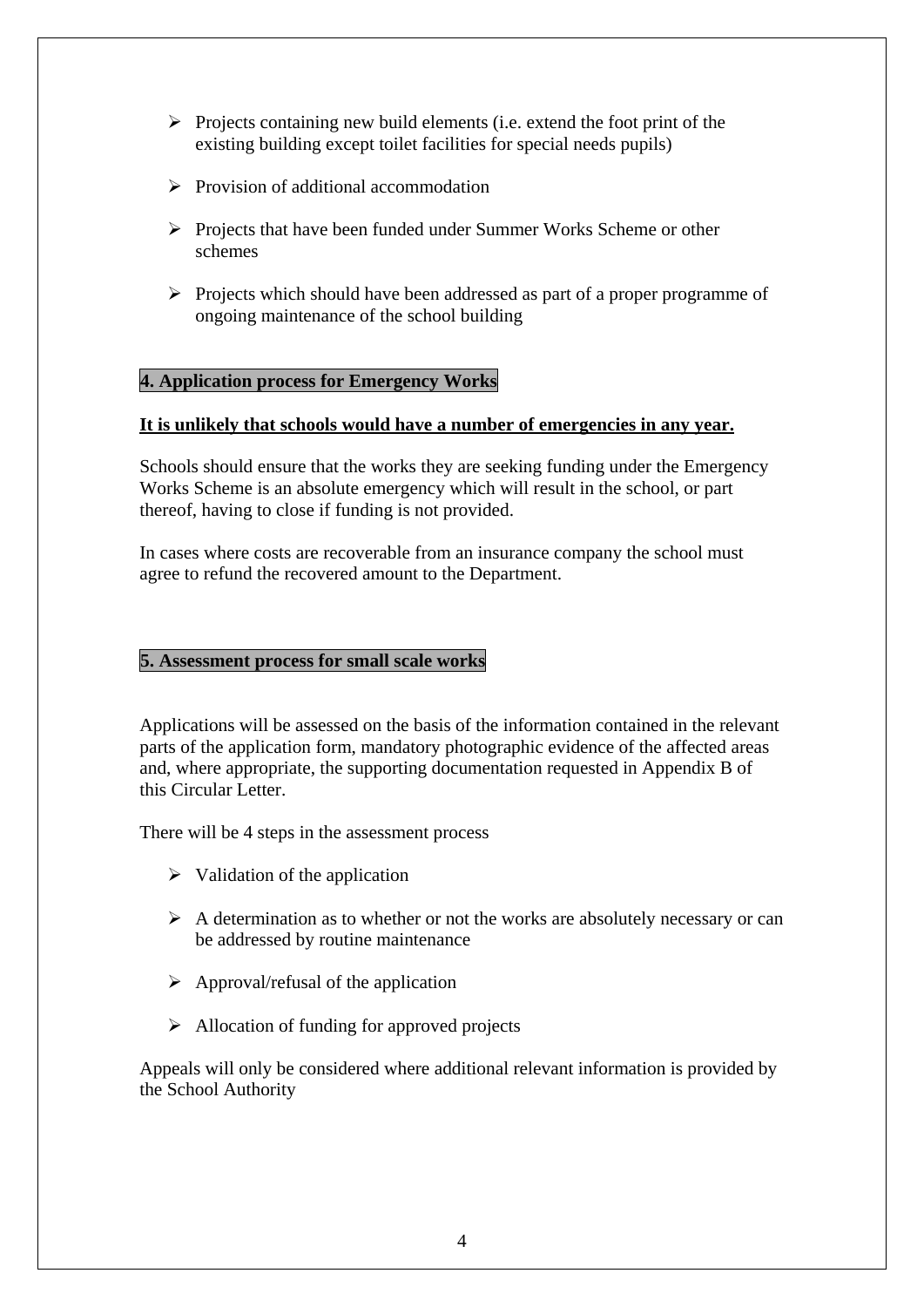- Projects containing new build elements (i.e. extend the foot print of the existing building except toilet facilities for special needs pupils)
- Provision of additional accommodation
- Projects that have been funded under Summer Works Scheme or other schemes
- Projects which should have been addressed as part of a proper programme of ongoing maintenance of the school building

## 4. Application process for Emergency Works

**It is unlikely that schools would have a number of emergencies in any year.**

Schools should ensure that the works they are seeking funding under the Emergency Works Scheme is an absolute emergency which will result in the school, or part thereof, having to close if funding is not provided.

In cases where costs are recoverable from an insurance company the school must agree to refund the recovered amount to the Department.

## 5. Assessment process for small scale works

Applications will be assessed on the basis of the information contained in the relevant parts of the application form, mandatory photographic evidence of the affected areas and, where appropriate, the supporting documentation requested in Appendix B of this Circular Letter.

There will be 4 steps in the assessment process

- Validation of the application
- A determination as to whether or not the works are absolutely necessary or can be addressed by routine maintenance
- Approval/refusal of the application
- Allocation of funding for approved projects

Appeals will only be considered where additional relevant information is provided by the School Authority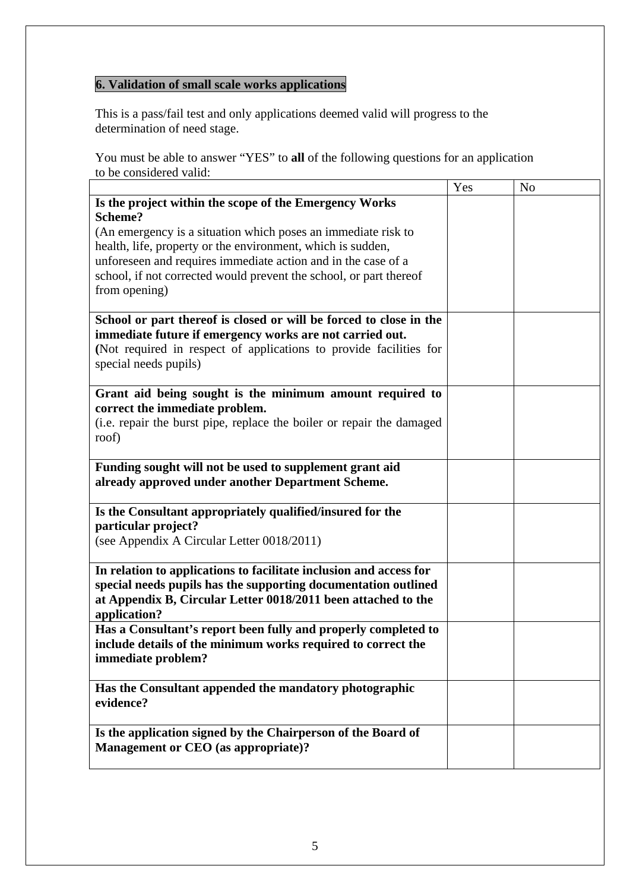## 6. Validation of small scale works applications

This is a pass/fail test and only applications deemed valid will progress to the determination of need stage.

You must be able to answer "YES" to **all** of the following questions for an application to be considered valid:

| | Yes | No |
|---|---|---|
| **Is the project within the scope of the Emergency Works Scheme?** (An emergency is a situation which poses an immediate risk to health, life, property or the environment, which is sudden, unforeseen and requires immediate action and in the case of a school, if not corrected would prevent the school, or part thereof from opening) | | |
| **School or part thereof is closed or will be forced to close in the immediate future if emergency works are not carried out.** **(**Not required in respect of applications to provide facilities for special needs pupils) | | |
| **Grant aid being sought is the minimum amount required to correct the immediate problem.** (i.e. repair the burst pipe, replace the boiler or repair the damaged roof) | | |
| **Funding sought will not be used to supplement grant aid already approved under another Department Scheme.** | | |
| **Is the Consultant appropriately qualified/insured for the particular project?** (see Appendix A Circular Letter 0018/2011) | | |
| **In relation to applications to facilitate inclusion and access for special needs pupils has the supporting documentation outlined at Appendix B, Circular Letter 0018/2011 been attached to the application?** | | |
| **Has a Consultant's report been fully and properly completed to include details of the minimum works required to correct the immediate problem?** | | |
| **Has the Consultant appended the mandatory photographic evidence?** | | |
| **Is the application signed by the Chairperson of the Board of Management or CEO (as appropriate)?** | | |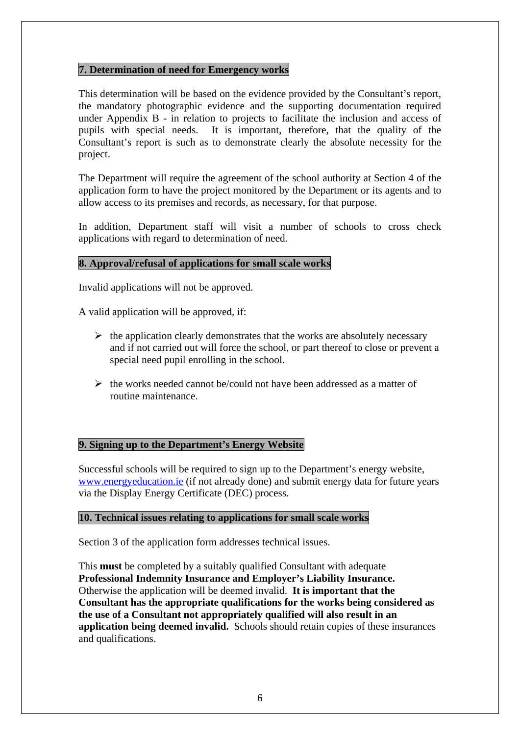## 7. Determination of need for Emergency works

This determination will be based on the evidence provided by the Consultant's report, the mandatory photographic evidence and the supporting documentation required under Appendix B - in relation to projects to facilitate the inclusion and access of pupils with special needs. It is important, therefore, that the quality of the Consultant's report is such as to demonstrate clearly the absolute necessity for the project.

The Department will require the agreement of the school authority at Section 4 of the application form to have the project monitored by the Department or its agents and to allow access to its premises and records, as necessary, for that purpose.

In addition, Department staff will visit a number of schools to cross check applications with regard to determination of need.

## 8. Approval/refusal of applications for small scale works

Invalid applications will not be approved.

A valid application will be approved, if:

- the application clearly demonstrates that the works are absolutely necessary and if not carried out will force the school, or part thereof to close or prevent a special need pupil enrolling in the school.
- the works needed cannot be/could not have been addressed as a matter of routine maintenance.

## 9. Signing up to the Department's Energy Website

Successful schools will be required to sign up to the Department's energy website, www.energyeducation.ie (if not already done) and submit energy data for future years via the Display Energy Certificate (DEC) process.

## 10. Technical issues relating to applications for small scale works

Section 3 of the application form addresses technical issues.

This **must** be completed by a suitably qualified Consultant with adequate **Professional Indemnity Insurance and Employer's Liability Insurance.** Otherwise the application will be deemed invalid. **It is important that the Consultant has the appropriate qualifications for the works being considered as the use of a Consultant not appropriately qualified will also result in an application being deemed invalid.** Schools should retain copies of these insurances and qualifications.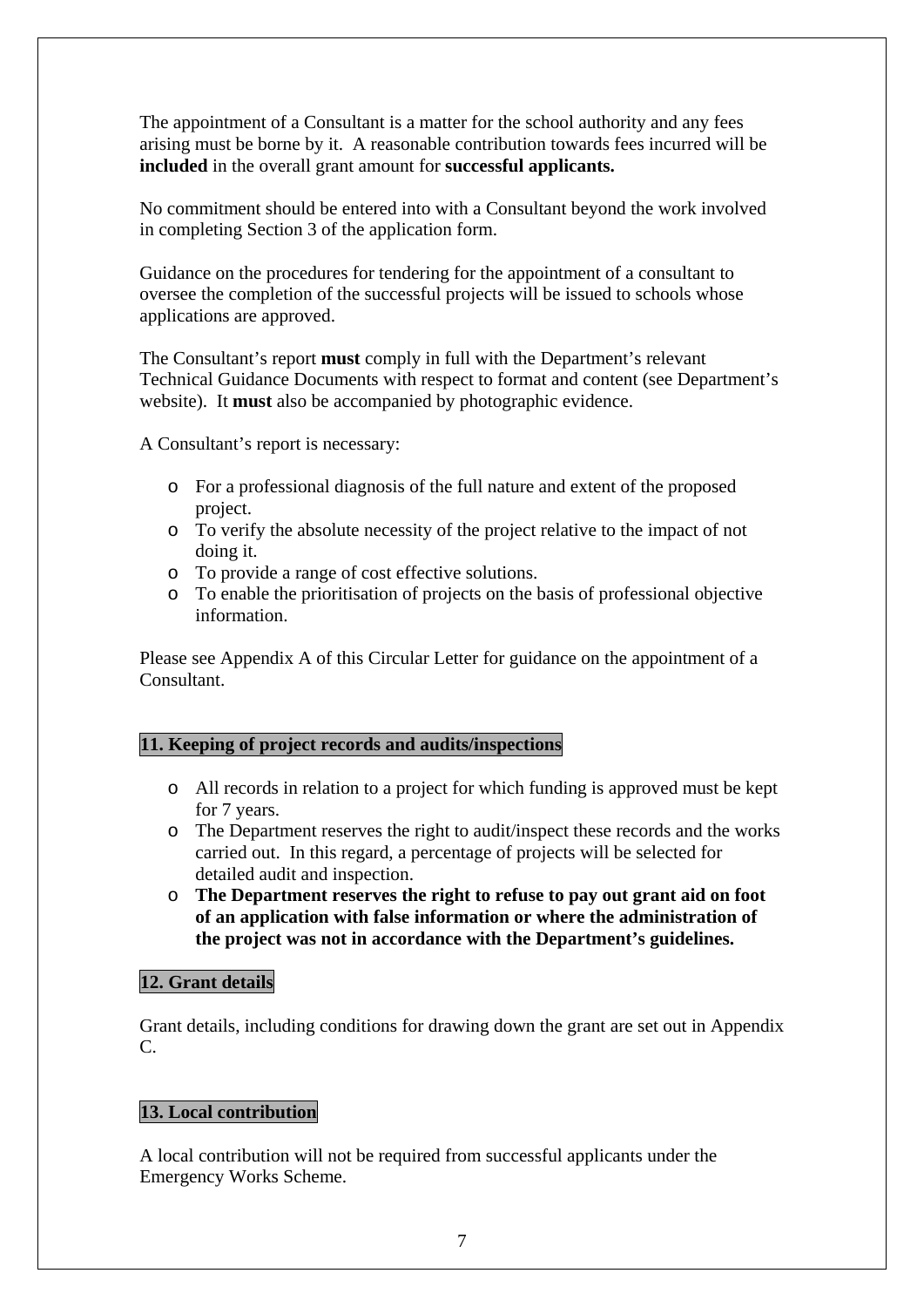The appointment of a Consultant is a matter for the school authority and any fees arising must be borne by it. A reasonable contribution towards fees incurred will be **included** in the overall grant amount for **successful applicants.**

No commitment should be entered into with a Consultant beyond the work involved in completing Section 3 of the application form.

Guidance on the procedures for tendering for the appointment of a consultant to oversee the completion of the successful projects will be issued to schools whose applications are approved.

The Consultant's report **must** comply in full with the Department's relevant Technical Guidance Documents with respect to format and content (see Department's website). It **must** also be accompanied by photographic evidence.

A Consultant's report is necessary:

- For a professional diagnosis of the full nature and extent of the proposed project.
- To verify the absolute necessity of the project relative to the impact of not doing it.
- To provide a range of cost effective solutions.
- To enable the prioritisation of projects on the basis of professional objective information.

Please see Appendix A of this Circular Letter for guidance on the appointment of a Consultant.

## 11. Keeping of project records and audits/inspections

- All records in relation to a project for which funding is approved must be kept for 7 years.
- The Department reserves the right to audit/inspect these records and the works carried out. In this regard, a percentage of projects will be selected for detailed audit and inspection.
- **The Department reserves the right to refuse to pay out grant aid on foot of an application with false information or where the administration of the project was not in accordance with the Department's guidelines.**

## 12. Grant details

Grant details, including conditions for drawing down the grant are set out in Appendix C.

## 13. Local contribution

A local contribution will not be required from successful applicants under the Emergency Works Scheme.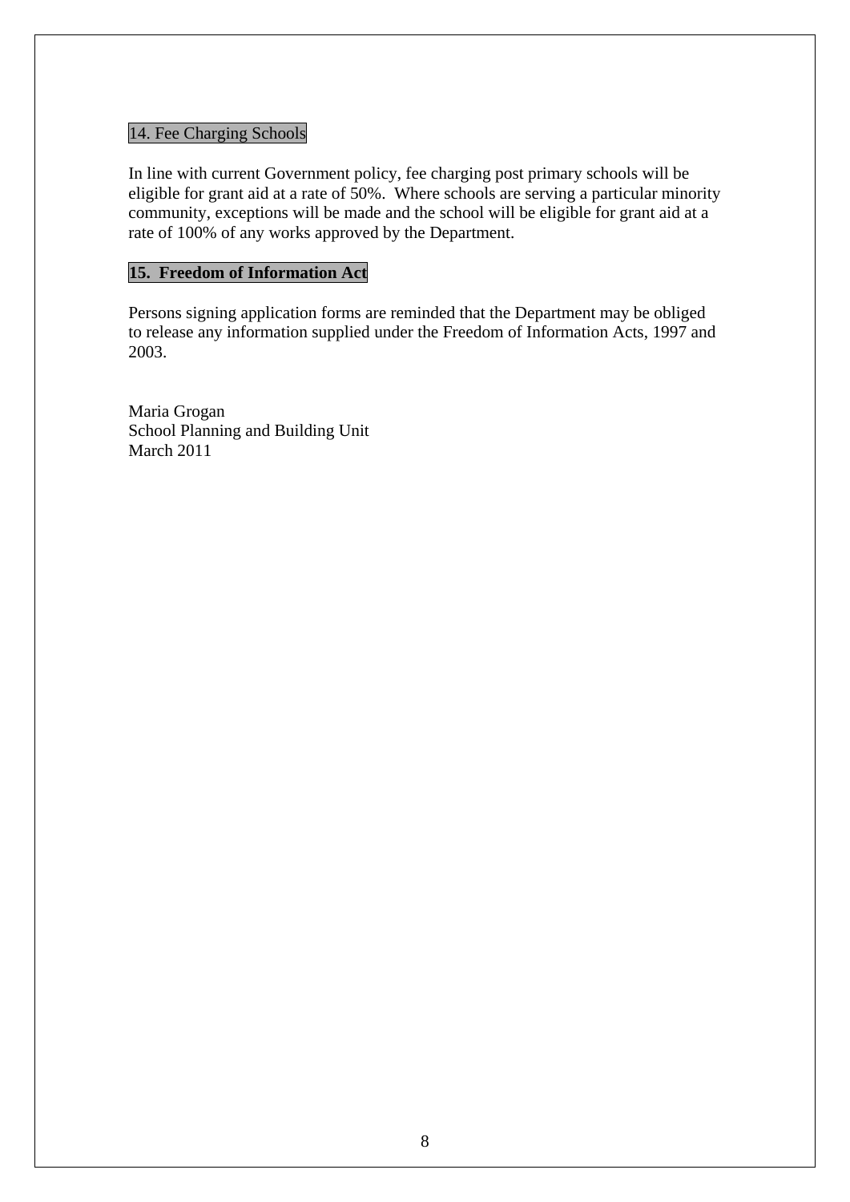## 14. Fee Charging Schools

In line with current Government policy, fee charging post primary schools will be eligible for grant aid at a rate of 50%. Where schools are serving a particular minority community, exceptions will be made and the school will be eligible for grant aid at a rate of 100% of any works approved by the Department.

## **15. Freedom of Information Act**

Persons signing application forms are reminded that the Department may be obliged to release any information supplied under the Freedom of Information Acts, 1997 and 2003.

Maria Grogan
School Planning and Building Unit
March 2011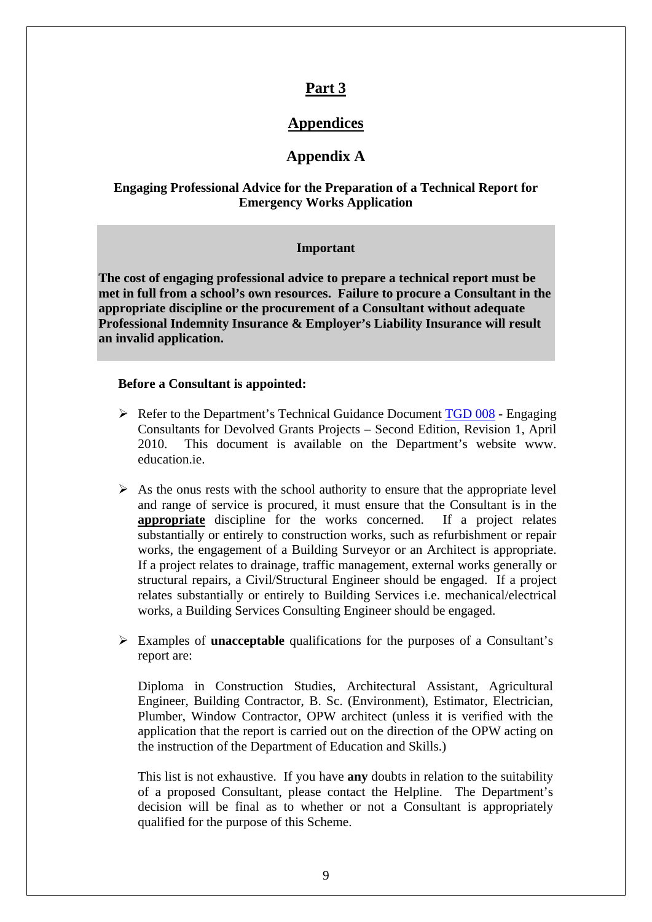# Part 3

## Appendices

## Appendix A

### Engaging Professional Advice for the Preparation of a Technical Report for Emergency Works Application

> **Important**
>
> **The cost of engaging professional advice to prepare a technical report must be met in full from a school's own resources. Failure to procure a Consultant in the appropriate discipline or the procurement of a Consultant without adequate Professional Indemnity Insurance & Employer's Liability Insurance will result an invalid application.**

**Before a Consultant is appointed:**

- Refer to the Department's Technical Guidance Document TGD 008 - Engaging Consultants for Devolved Grants Projects – Second Edition, Revision 1, April 2010. This document is available on the Department's website www. education.ie.

- As the onus rests with the school authority to ensure that the appropriate level and range of service is procured, it must ensure that the Consultant is in the **appropriate** discipline for the works concerned. If a project relates substantially or entirely to construction works, such as refurbishment or repair works, the engagement of a Building Surveyor or an Architect is appropriate. If a project relates to drainage, traffic management, external works generally or structural repairs, a Civil/Structural Engineer should be engaged. If a project relates substantially or entirely to Building Services i.e. mechanical/electrical works, a Building Services Consulting Engineer should be engaged.

- Examples of **unacceptable** qualifications for the purposes of a Consultant's report are:

  Diploma in Construction Studies, Architectural Assistant, Agricultural Engineer, Building Contractor, B. Sc. (Environment), Estimator, Electrician, Plumber, Window Contractor, OPW architect (unless it is verified with the application that the report is carried out on the direction of the OPW acting on the instruction of the Department of Education and Skills.)

  This list is not exhaustive. If you have **any** doubts in relation to the suitability of a proposed Consultant, please contact the Helpline. The Department's decision will be final as to whether or not a Consultant is appropriately qualified for the purpose of this Scheme.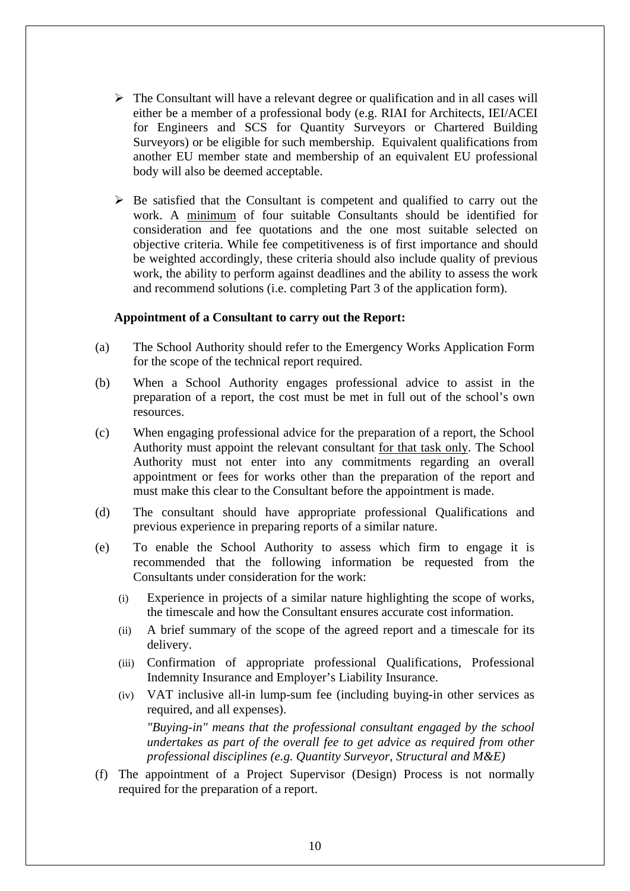- The Consultant will have a relevant degree or qualification and in all cases will either be a member of a professional body (e.g. RIAI for Architects, IEI/ACEI for Engineers and SCS for Quantity Surveyors or Chartered Building Surveyors) or be eligible for such membership. Equivalent qualifications from another EU member state and membership of an equivalent EU professional body will also be deemed acceptable.

- Be satisfied that the Consultant is competent and qualified to carry out the work. A minimum of four suitable Consultants should be identified for consideration and fee quotations and the one most suitable selected on objective criteria. While fee competitiveness is of first importance and should be weighted accordingly, these criteria should also include quality of previous work, the ability to perform against deadlines and the ability to assess the work and recommend solutions (i.e. completing Part 3 of the application form).

**Appointment of a Consultant to carry out the Report:**

(a) The School Authority should refer to the Emergency Works Application Form for the scope of the technical report required.

(b) When a School Authority engages professional advice to assist in the preparation of a report, the cost must be met in full out of the school's own resources.

(c) When engaging professional advice for the preparation of a report, the School Authority must appoint the relevant consultant for that task only. The School Authority must not enter into any commitments regarding an overall appointment or fees for works other than the preparation of the report and must make this clear to the Consultant before the appointment is made.

(d) The consultant should have appropriate professional Qualifications and previous experience in preparing reports of a similar nature.

(e) To enable the School Authority to assess which firm to engage it is recommended that the following information be requested from the Consultants under consideration for the work:

   (i) Experience in projects of a similar nature highlighting the scope of works, the timescale and how the Consultant ensures accurate cost information.

   (ii) A brief summary of the scope of the agreed report and a timescale for its delivery.

   (iii) Confirmation of appropriate professional Qualifications, Professional Indemnity Insurance and Employer's Liability Insurance.

   (iv) VAT inclusive all-in lump-sum fee (including buying-in other services as required, and all expenses).

   *"Buying-in" means that the professional consultant engaged by the school undertakes as part of the overall fee to get advice as required from other professional disciplines (e.g. Quantity Surveyor, Structural and M&E)*

(f) The appointment of a Project Supervisor (Design) Process is not normally required for the preparation of a report.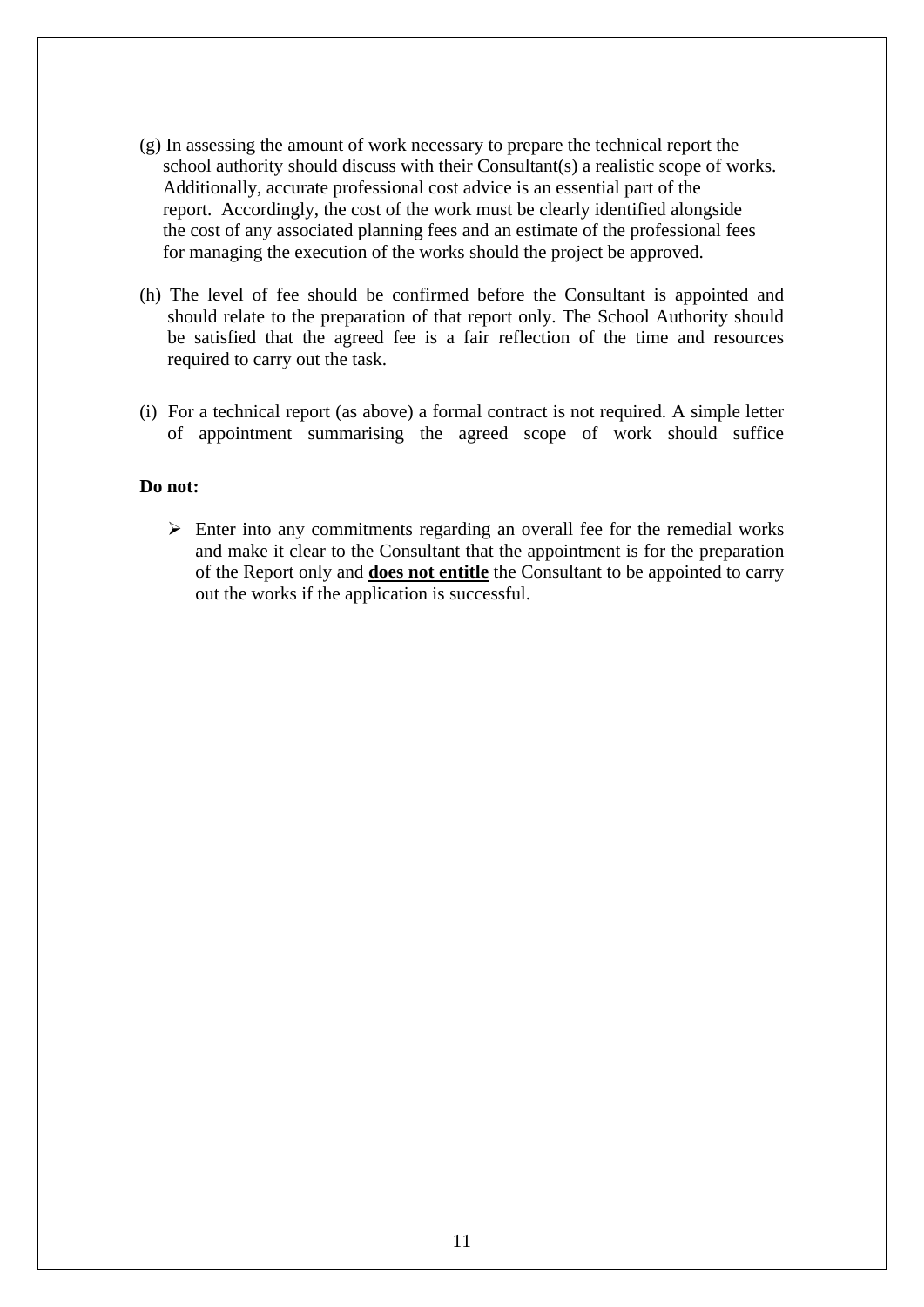(g) In assessing the amount of work necessary to prepare the technical report the school authority should discuss with their Consultant(s) a realistic scope of works. Additionally, accurate professional cost advice is an essential part of the report. Accordingly, the cost of the work must be clearly identified alongside the cost of any associated planning fees and an estimate of the professional fees for managing the execution of the works should the project be approved.

(h) The level of fee should be confirmed before the Consultant is appointed and should relate to the preparation of that report only. The School Authority should be satisfied that the agreed fee is a fair reflection of the time and resources required to carry out the task.

(i) For a technical report (as above) a formal contract is not required. A simple letter of appointment summarising the agreed scope of work should suffice

**Do not:**

- Enter into any commitments regarding an overall fee for the remedial works and make it clear to the Consultant that the appointment is for the preparation of the Report only and **does not entitle** the Consultant to be appointed to carry out the works if the application is successful.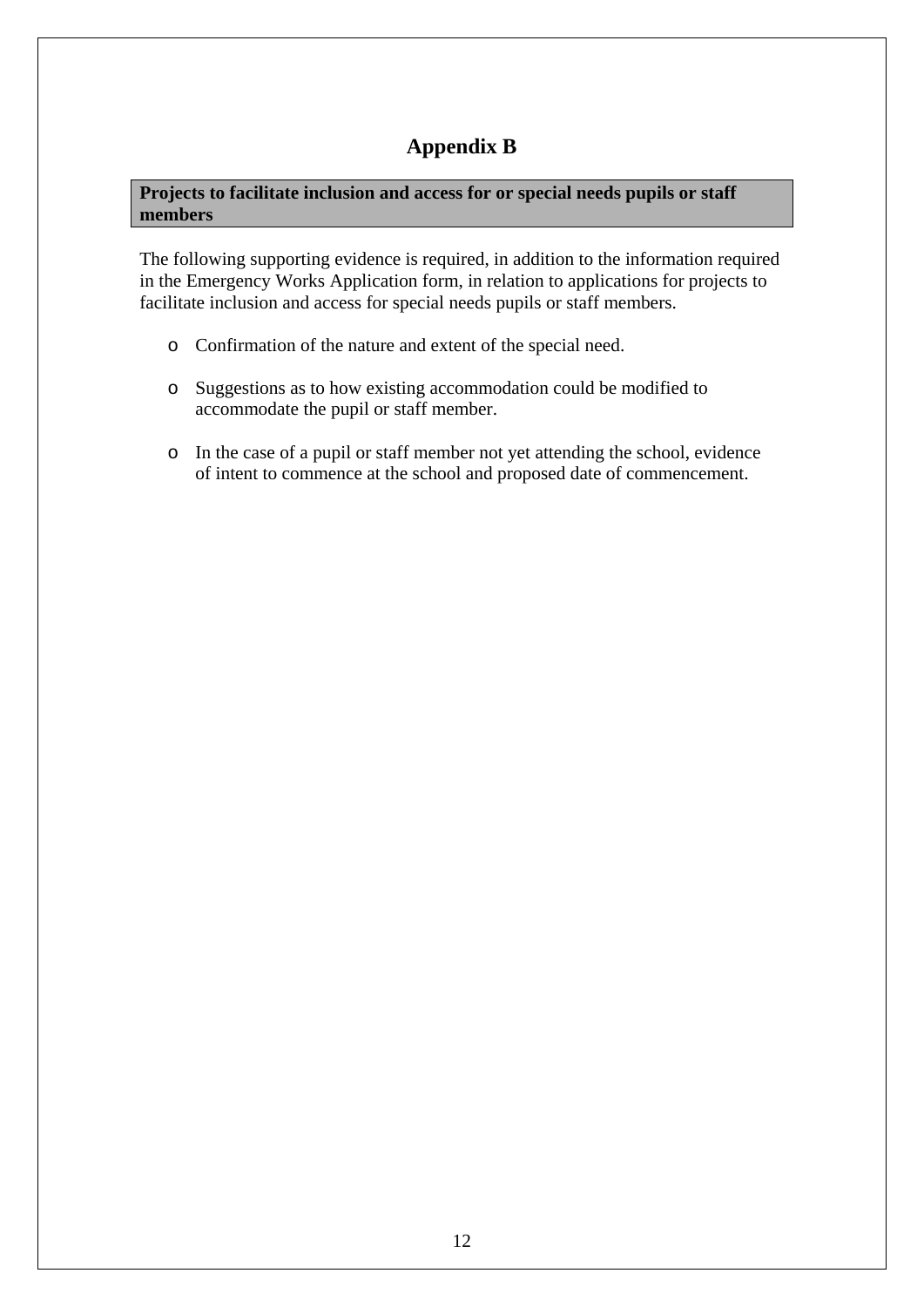# Appendix B

**Projects to facilitate inclusion and access for or special needs pupils or staff members**

The following supporting evidence is required, in addition to the information required in the Emergency Works Application form, in relation to applications for projects to facilitate inclusion and access for special needs pupils or staff members.

- Confirmation of the nature and extent of the special need.
- Suggestions as to how existing accommodation could be modified to accommodate the pupil or staff member.
- In the case of a pupil or staff member not yet attending the school, evidence of intent to commence at the school and proposed date of commencement.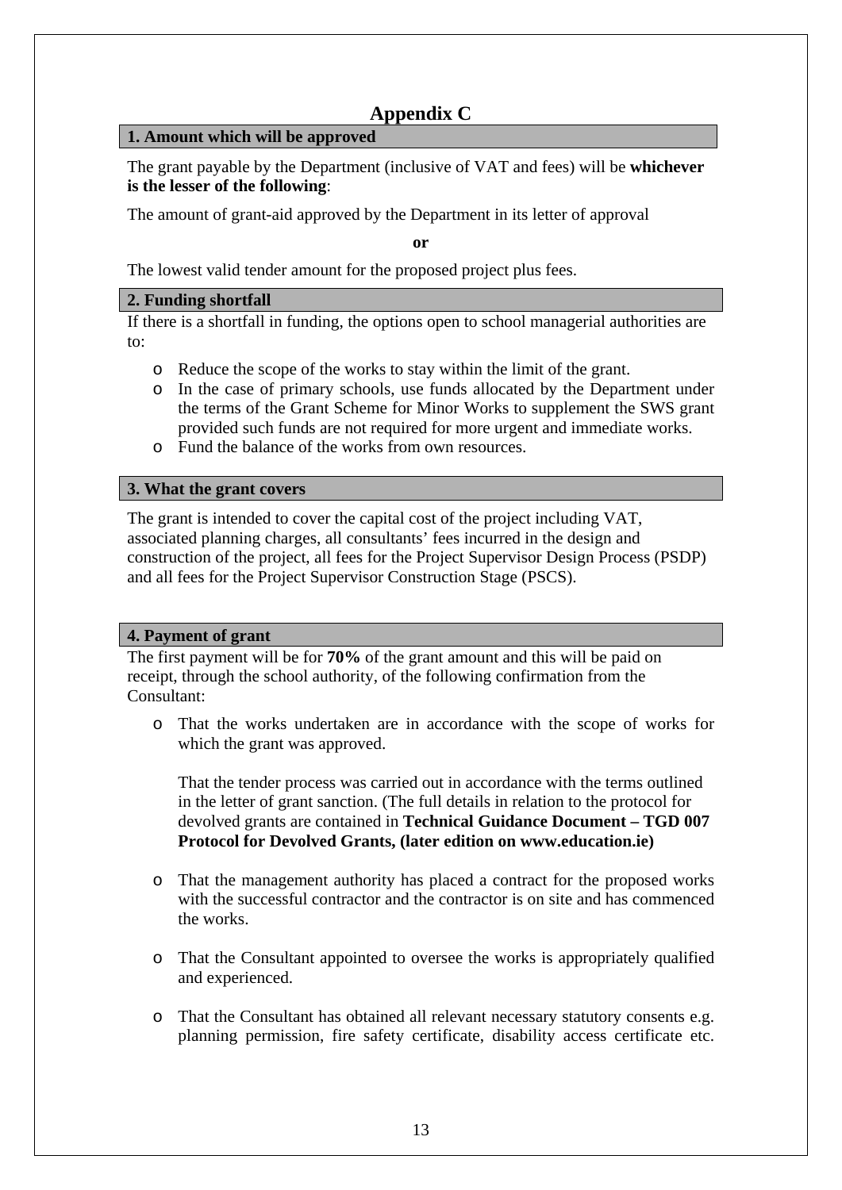# Appendix C

## 1. Amount which will be approved

The grant payable by the Department (inclusive of VAT and fees) will be **whichever is the lesser of the following**:

The amount of grant-aid approved by the Department in its letter of approval

**or**

The lowest valid tender amount for the proposed project plus fees.

## 2. Funding shortfall

If there is a shortfall in funding, the options open to school managerial authorities are to:

- Reduce the scope of the works to stay within the limit of the grant.
- In the case of primary schools, use funds allocated by the Department under the terms of the Grant Scheme for Minor Works to supplement the SWS grant provided such funds are not required for more urgent and immediate works.
- Fund the balance of the works from own resources.

## 3. What the grant covers

The grant is intended to cover the capital cost of the project including VAT, associated planning charges, all consultants' fees incurred in the design and construction of the project, all fees for the Project Supervisor Design Process (PSDP) and all fees for the Project Supervisor Construction Stage (PSCS).

## 4. Payment of grant

The first payment will be for **70%** of the grant amount and this will be paid on receipt, through the school authority, of the following confirmation from the Consultant:

- That the works undertaken are in accordance with the scope of works for which the grant was approved.

  That the tender process was carried out in accordance with the terms outlined in the letter of grant sanction. (The full details in relation to the protocol for devolved grants are contained in **Technical Guidance Document – TGD 007 Protocol for Devolved Grants, (later edition on www.education.ie)**

- That the management authority has placed a contract for the proposed works with the successful contractor and the contractor is on site and has commenced the works.

- That the Consultant appointed to oversee the works is appropriately qualified and experienced.

- That the Consultant has obtained all relevant necessary statutory consents e.g. planning permission, fire safety certificate, disability access certificate etc.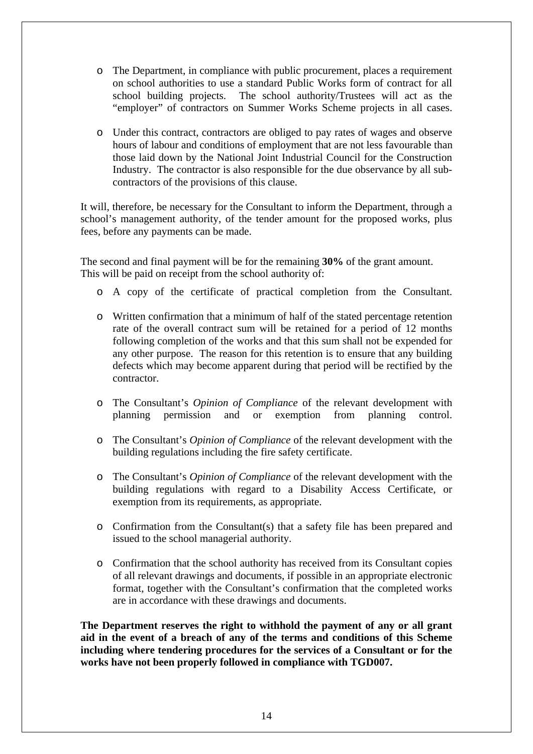- The Department, in compliance with public procurement, places a requirement on school authorities to use a standard Public Works form of contract for all school building projects. The school authority/Trustees will act as the "employer" of contractors on Summer Works Scheme projects in all cases.
- Under this contract, contractors are obliged to pay rates of wages and observe hours of labour and conditions of employment that are not less favourable than those laid down by the National Joint Industrial Council for the Construction Industry. The contractor is also responsible for the due observance by all sub-contractors of the provisions of this clause.

It will, therefore, be necessary for the Consultant to inform the Department, through a school's management authority, of the tender amount for the proposed works, plus fees, before any payments can be made.

The second and final payment will be for the remaining **30%** of the grant amount. This will be paid on receipt from the school authority of:

- A copy of the certificate of practical completion from the Consultant.
- Written confirmation that a minimum of half of the stated percentage retention rate of the overall contract sum will be retained for a period of 12 months following completion of the works and that this sum shall not be expended for any other purpose. The reason for this retention is to ensure that any building defects which may become apparent during that period will be rectified by the contractor.
- The Consultant's *Opinion of Compliance* of the relevant development with planning permission and or exemption from planning control.
- The Consultant's *Opinion of Compliance* of the relevant development with the building regulations including the fire safety certificate.
- The Consultant's *Opinion of Compliance* of the relevant development with the building regulations with regard to a Disability Access Certificate, or exemption from its requirements, as appropriate.
- Confirmation from the Consultant(s) that a safety file has been prepared and issued to the school managerial authority.
- Confirmation that the school authority has received from its Consultant copies of all relevant drawings and documents, if possible in an appropriate electronic format, together with the Consultant's confirmation that the completed works are in accordance with these drawings and documents.

**The Department reserves the right to withhold the payment of any or all grant aid in the event of a breach of any of the terms and conditions of this Scheme including where tendering procedures for the services of a Consultant or for the works have not been properly followed in compliance with TGD007.**